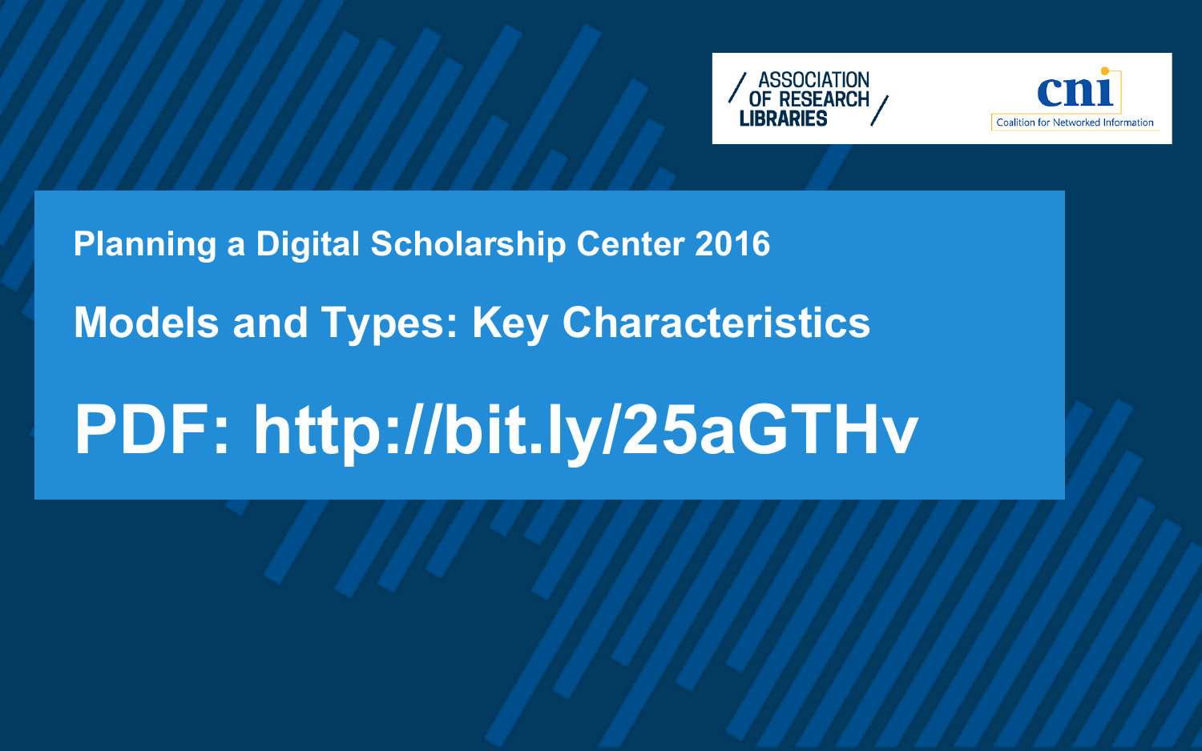ASSOCIATION OF RESEARCH LIBRARIES

cni Coalition for Networked Information

Planning a Digital Scholarship Center 2016

# Models and Types: Key Characteristics

## PDF: http://bit.ly/25aGTHv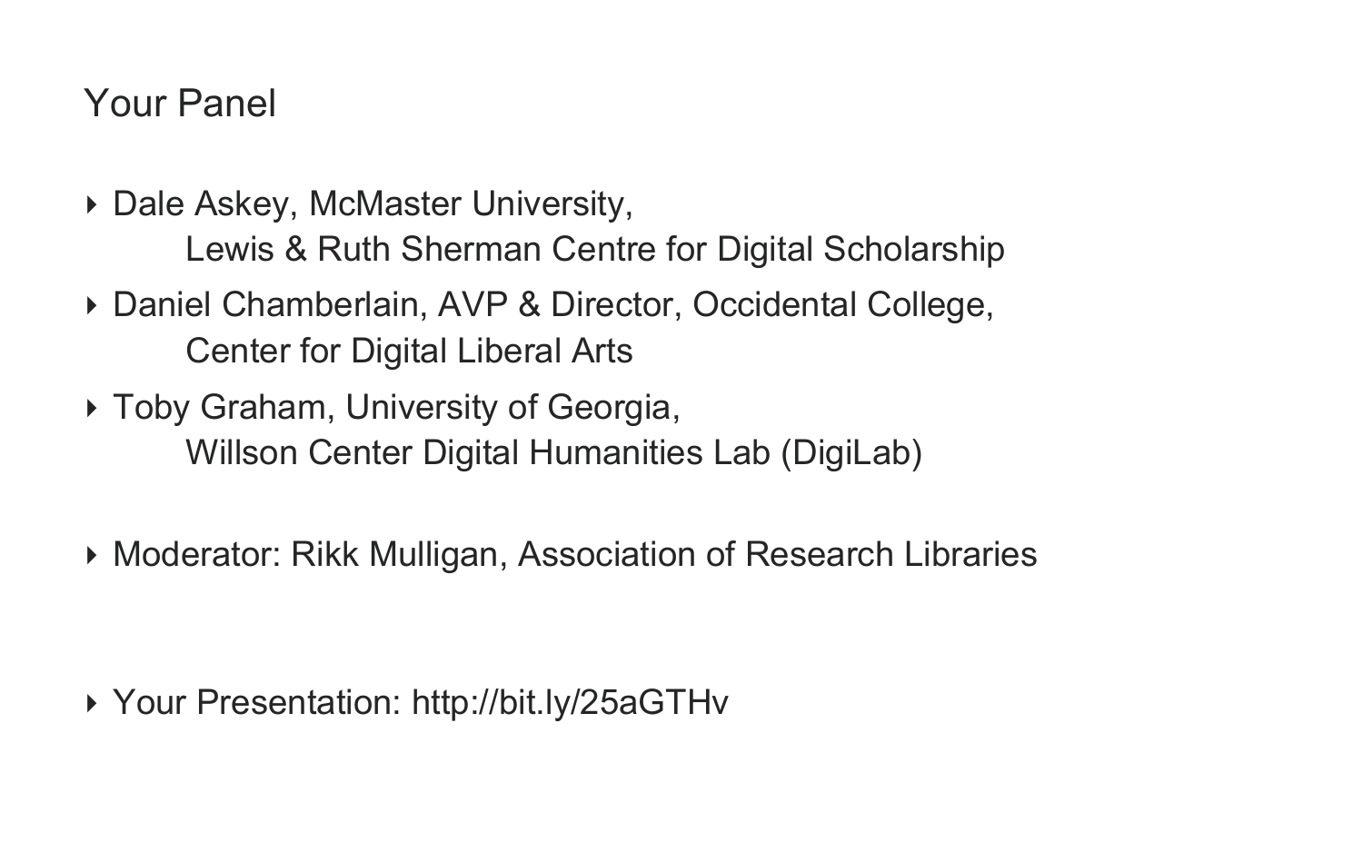# Your Panel

- Dale Askey, McMaster University,
  Lewis & Ruth Sherman Centre for Digital Scholarship
- Daniel Chamberlain, AVP & Director, Occidental College,
  Center for Digital Liberal Arts
- Toby Graham, University of Georgia,
  Willson Center Digital Humanities Lab (DigiLab)

- Moderator: Rikk Mulligan, Association of Research Libraries

- Your Presentation: http://bit.ly/25aGTHv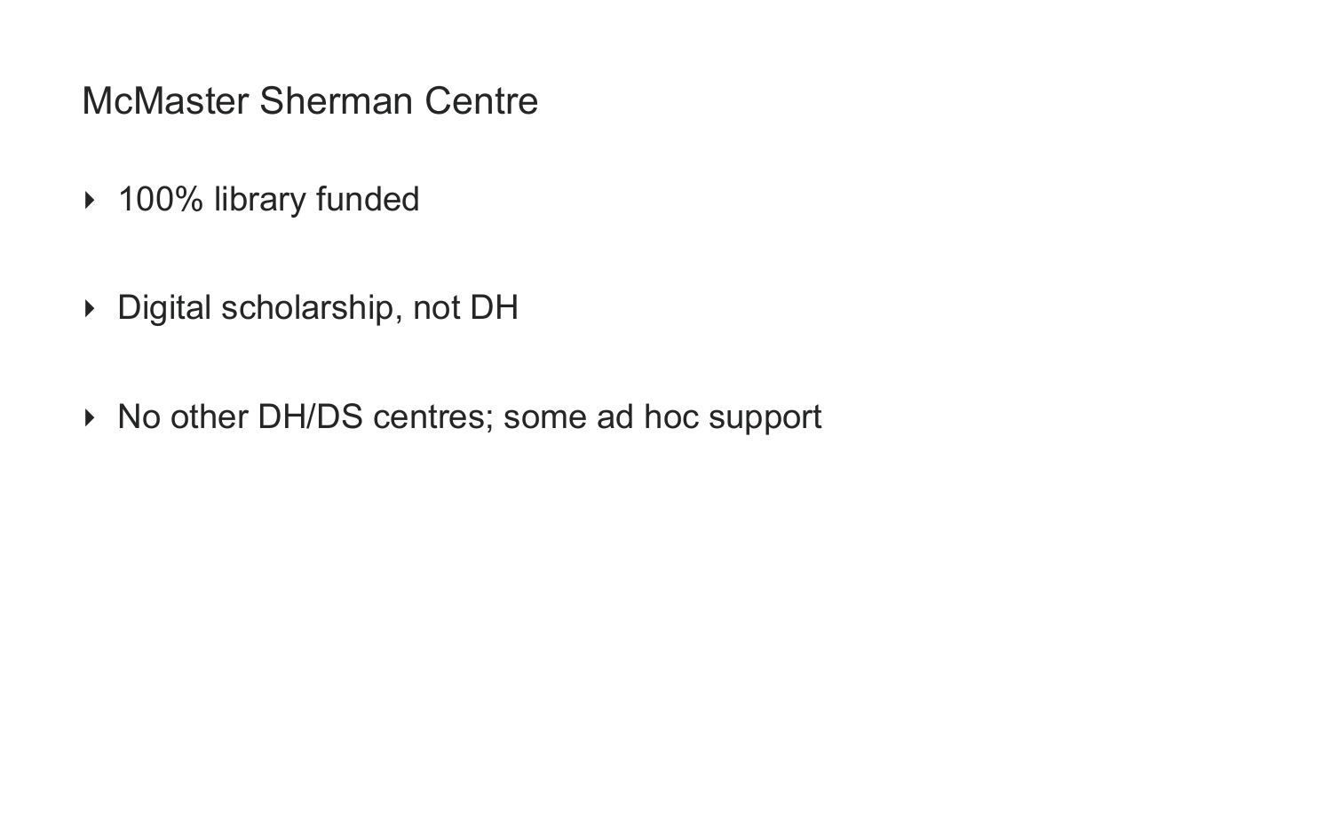# McMaster Sherman Centre

- 100% library funded
- Digital scholarship, not DH
- No other DH/DS centres; some ad hoc support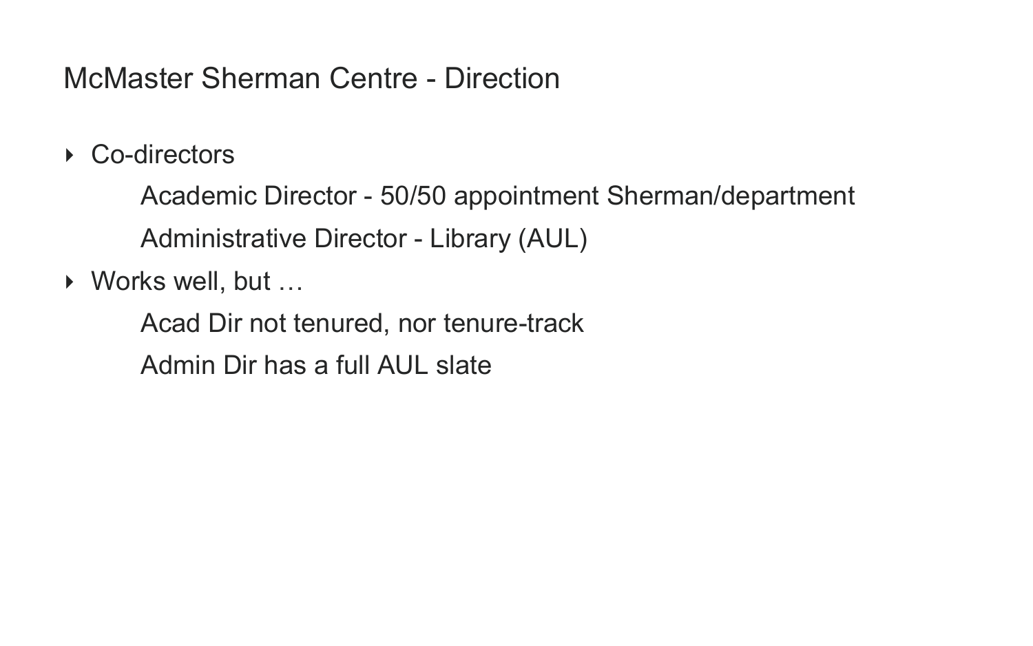# McMaster Sherman Centre - Direction

- Co-directors
  - Academic Director - 50/50 appointment Sherman/department
  - Administrative Director - Library (AUL)
- Works well, but …
  - Acad Dir not tenured, nor tenure-track
  - Admin Dir has a full AUL slate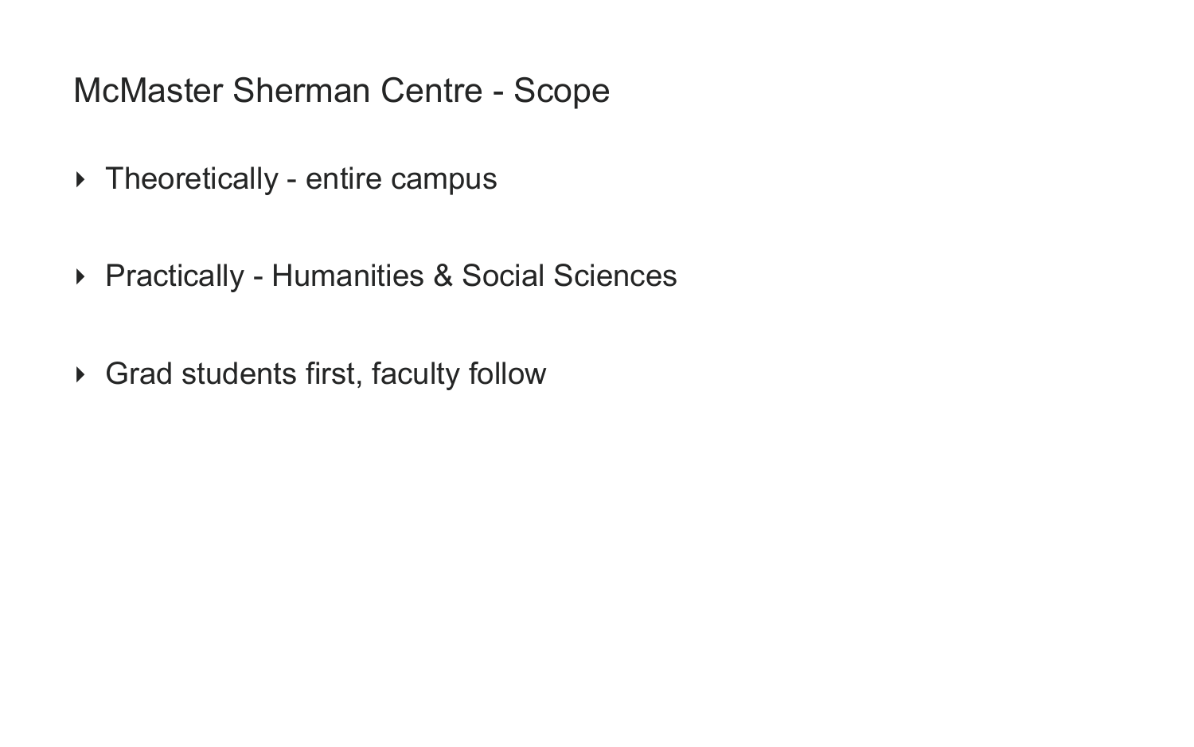# McMaster Sherman Centre - Scope

- Theoretically - entire campus
- Practically - Humanities & Social Sciences
- Grad students first, faculty follow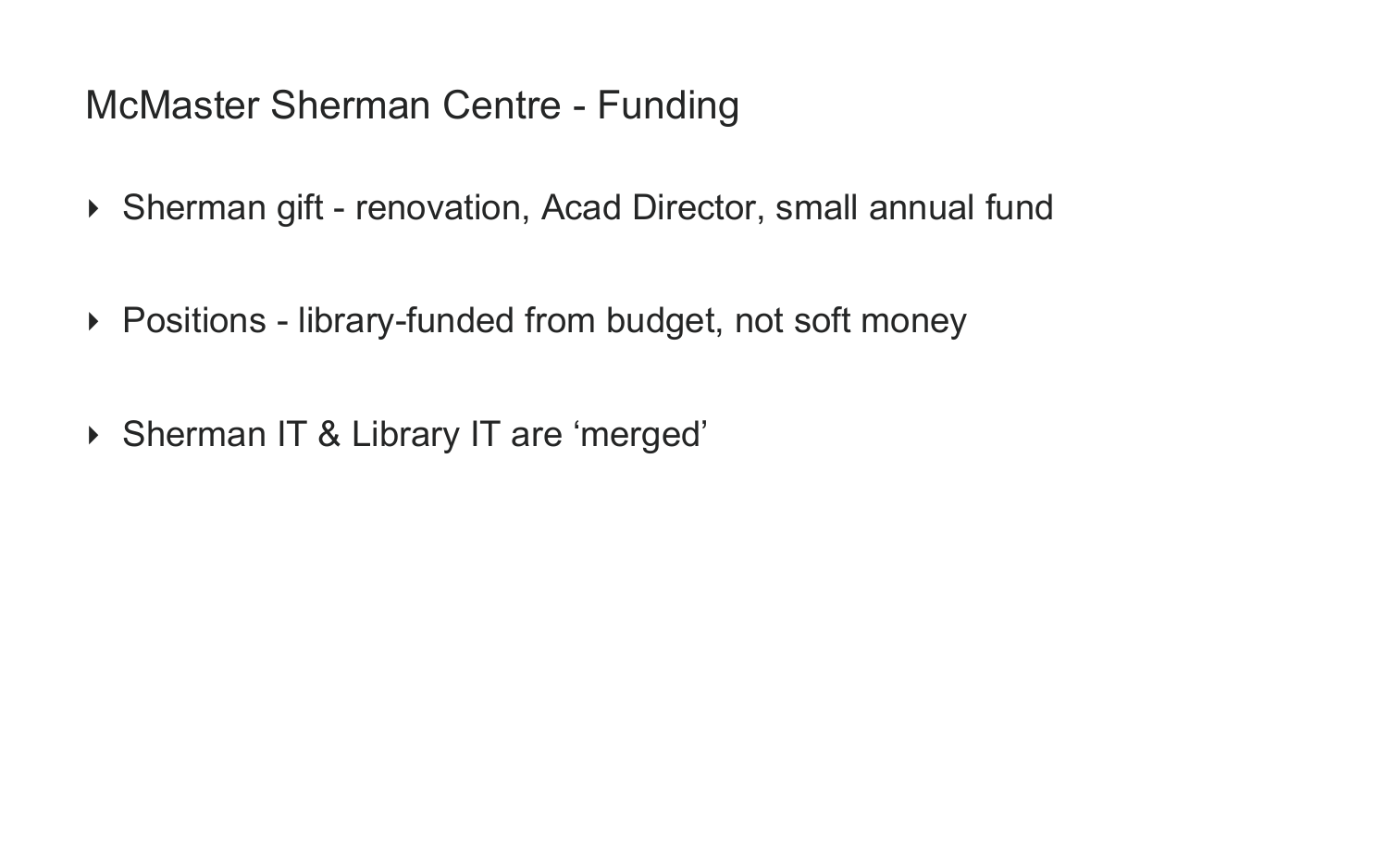# McMaster Sherman Centre - Funding

- Sherman gift - renovation, Acad Director, small annual fund
- Positions - library-funded from budget, not soft money
- Sherman IT & Library IT are ‘merged’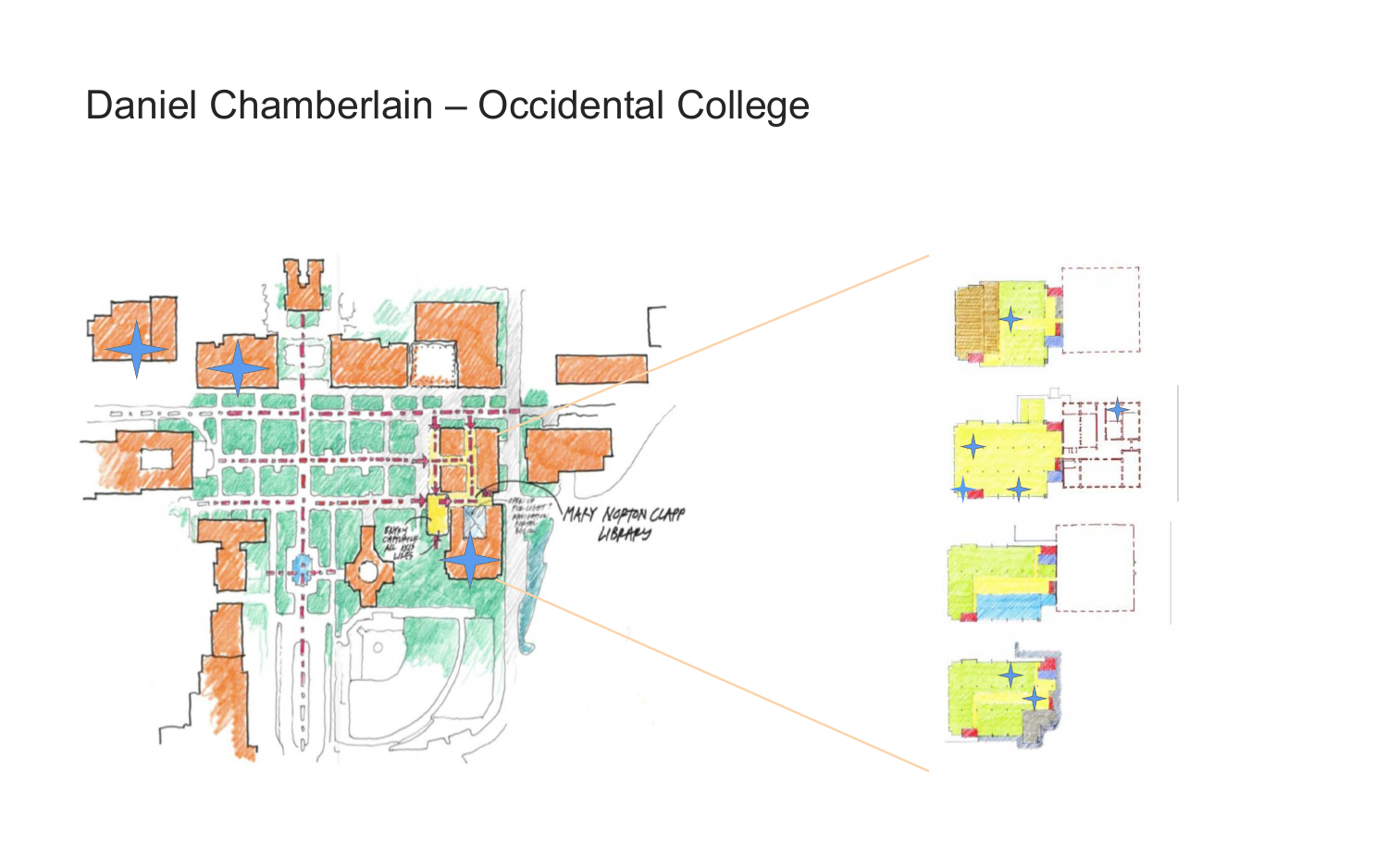# Daniel Chamberlain – Occidental College

MARY NORTON CLAPP LIBRARY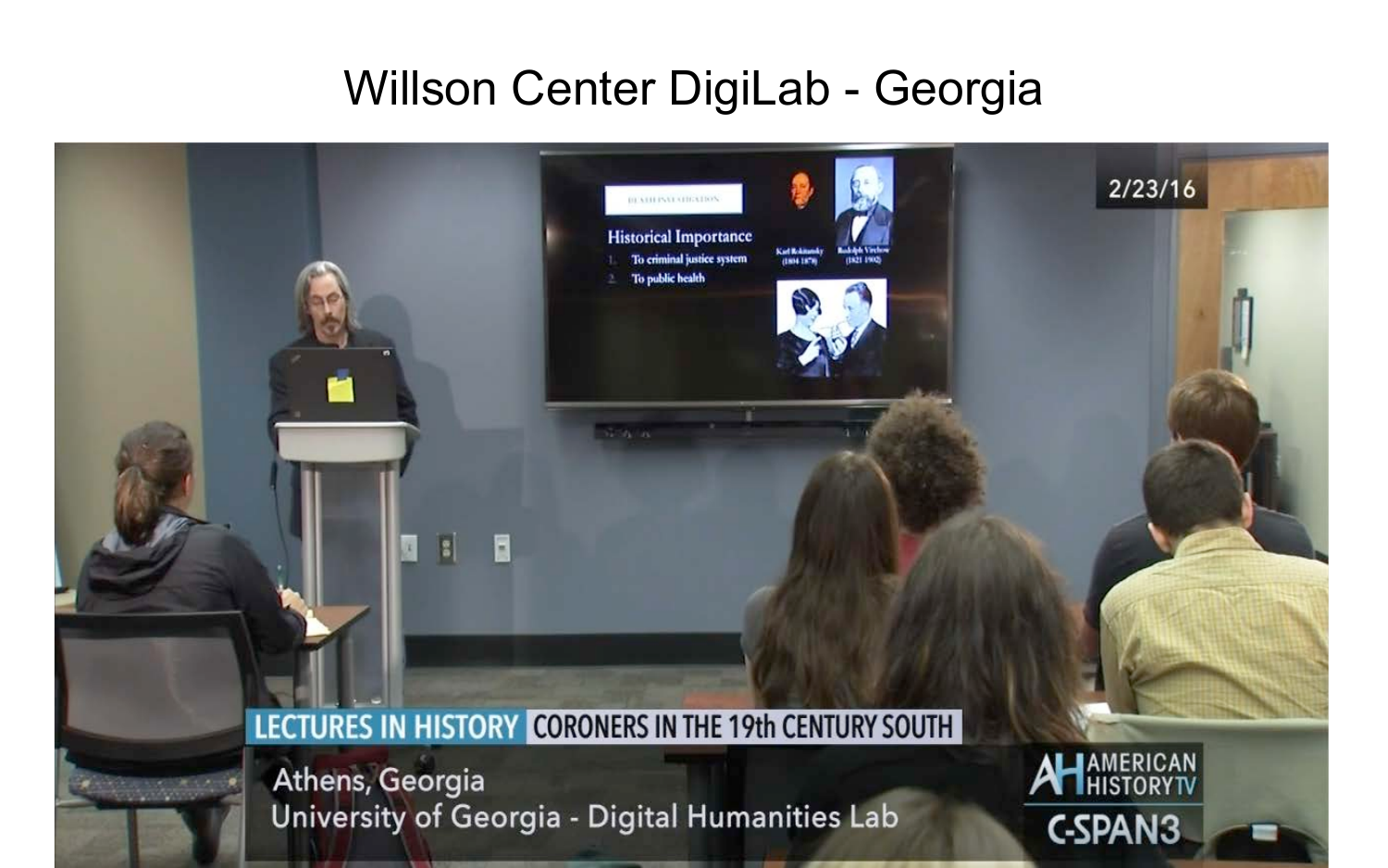# Willson Center DigiLab - Georgia

2/23/16

LECTURES IN HISTORY CORONERS IN THE 19th CENTURY SOUTH

Athens, Georgia
University of Georgia - Digital Humanities Lab

AMERICAN HISTORY TV
C-SPAN3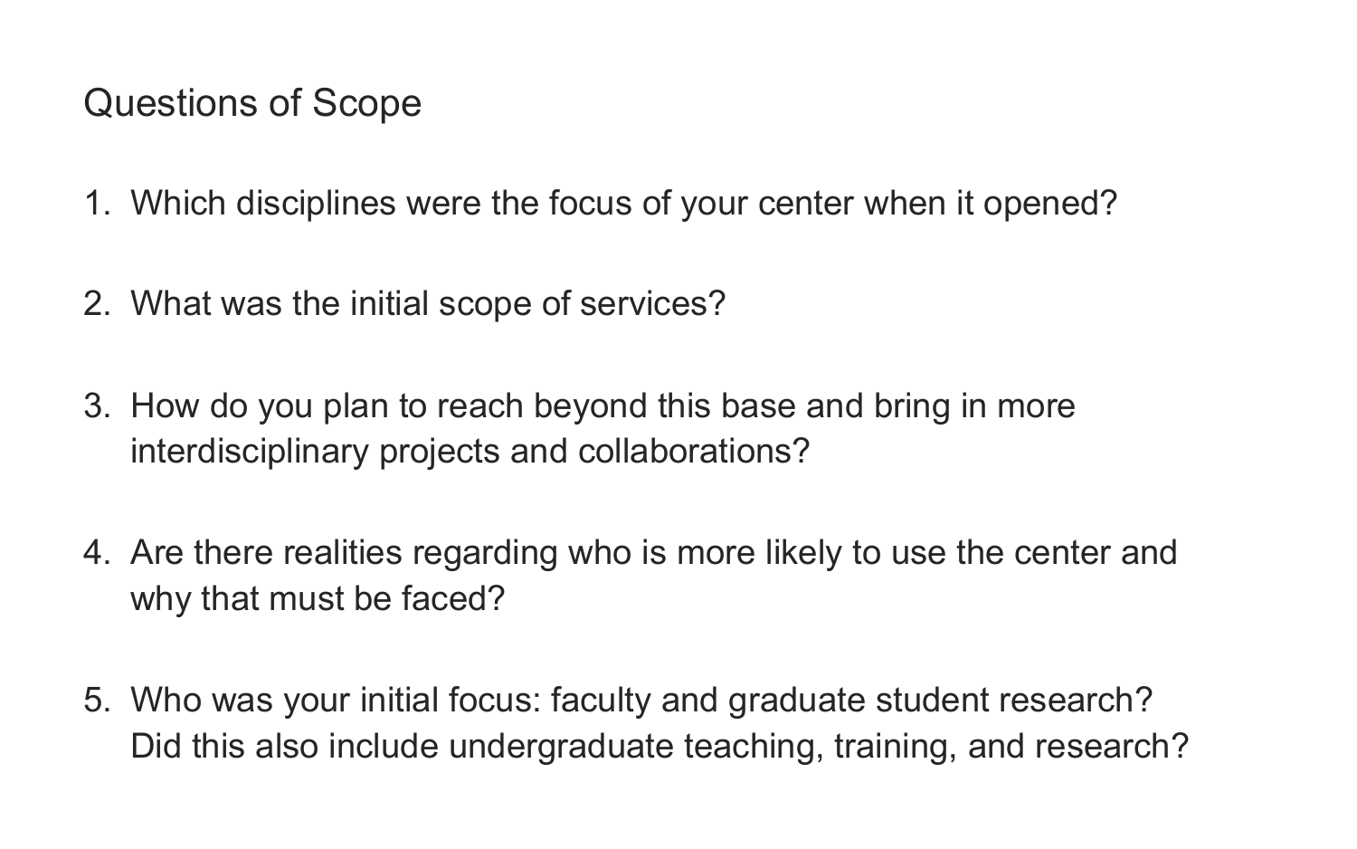## Questions of Scope

1. Which disciplines were the focus of your center when it opened?

2. What was the initial scope of services?

3. How do you plan to reach beyond this base and bring in more interdisciplinary projects and collaborations?

4. Are there realities regarding who is more likely to use the center and why that must be faced?

5. Who was your initial focus: faculty and graduate student research? Did this also include undergraduate teaching, training, and research?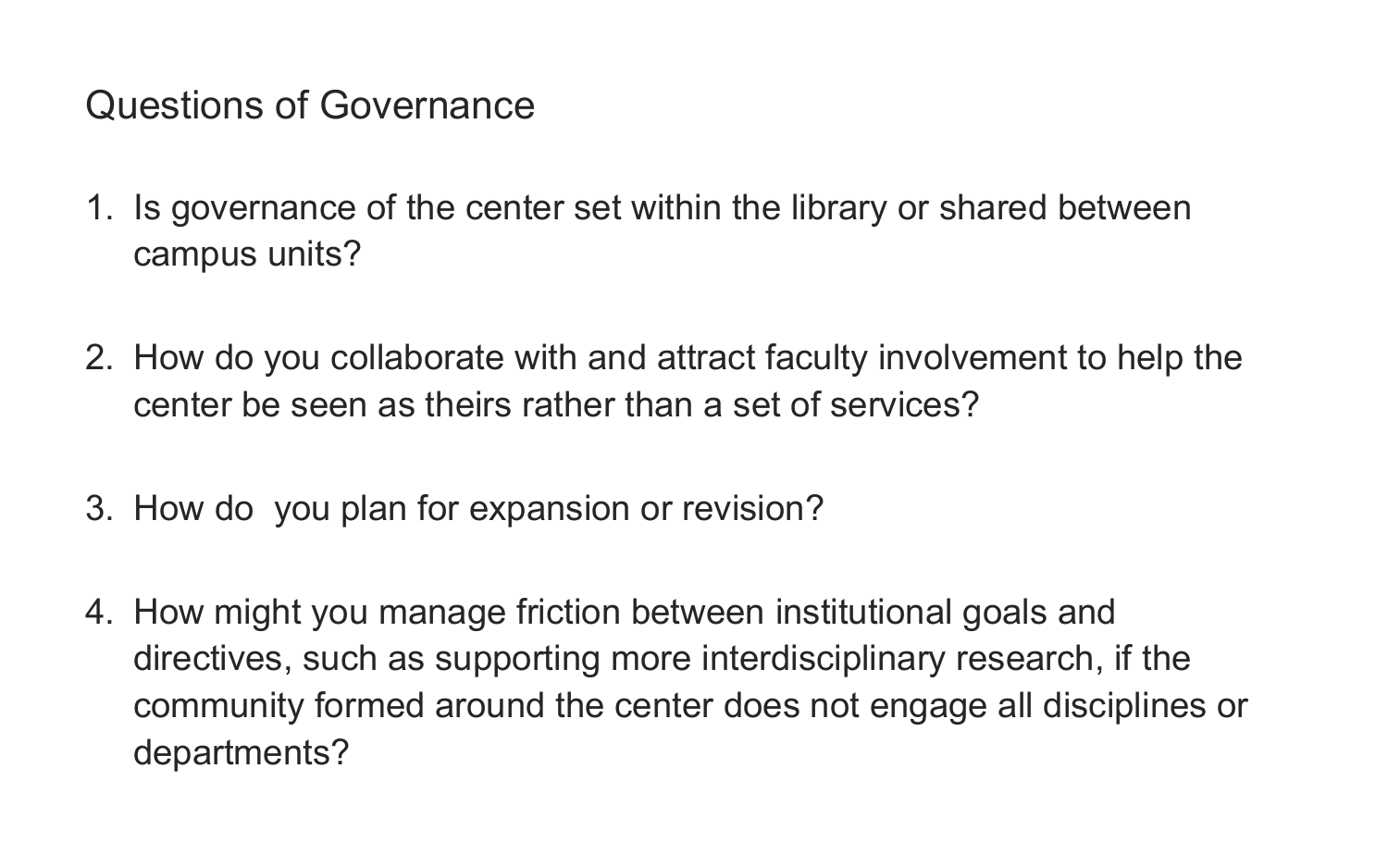# Questions of Governance

1. Is governance of the center set within the library or shared between campus units?

2. How do you collaborate with and attract faculty involvement to help the center be seen as theirs rather than a set of services?

3. How do  you plan for expansion or revision?

4. How might you manage friction between institutional goals and directives, such as supporting more interdisciplinary research, if the community formed around the center does not engage all disciplines or departments?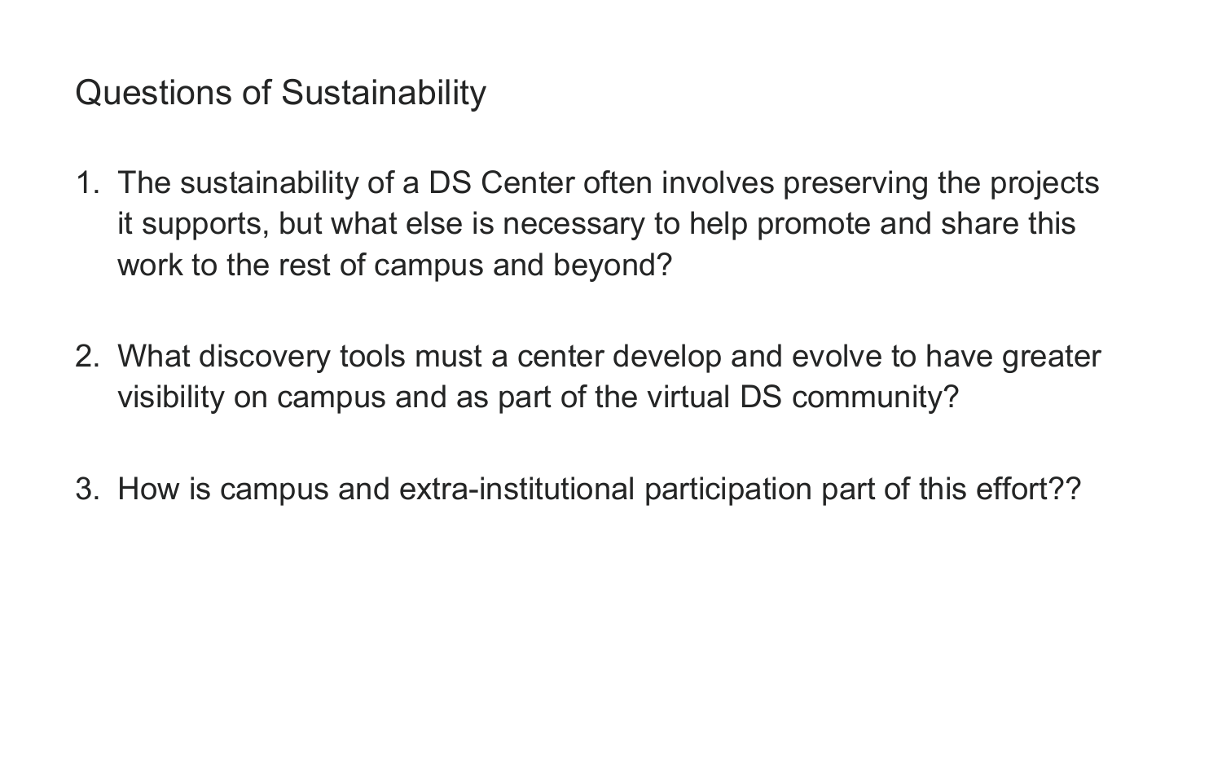# Questions of Sustainability

1. The sustainability of a DS Center often involves preserving the projects it supports, but what else is necessary to help promote and share this work to the rest of campus and beyond?

2. What discovery tools must a center develop and evolve to have greater visibility on campus and as part of the virtual DS community?

3. How is campus and extra-institutional participation part of this effort??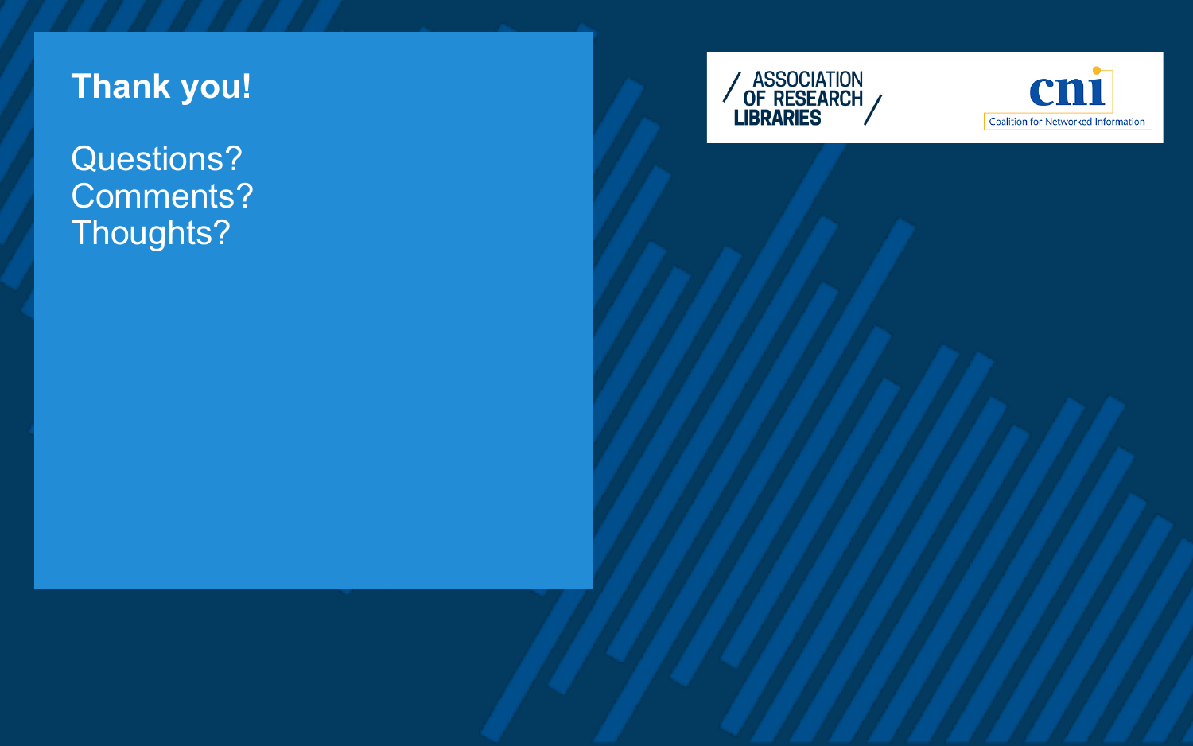**Thank you!**

Questions?
Comments?
Thoughts?

ASSOCIATION OF RESEARCH LIBRARIES

cni Coalition for Networked Information